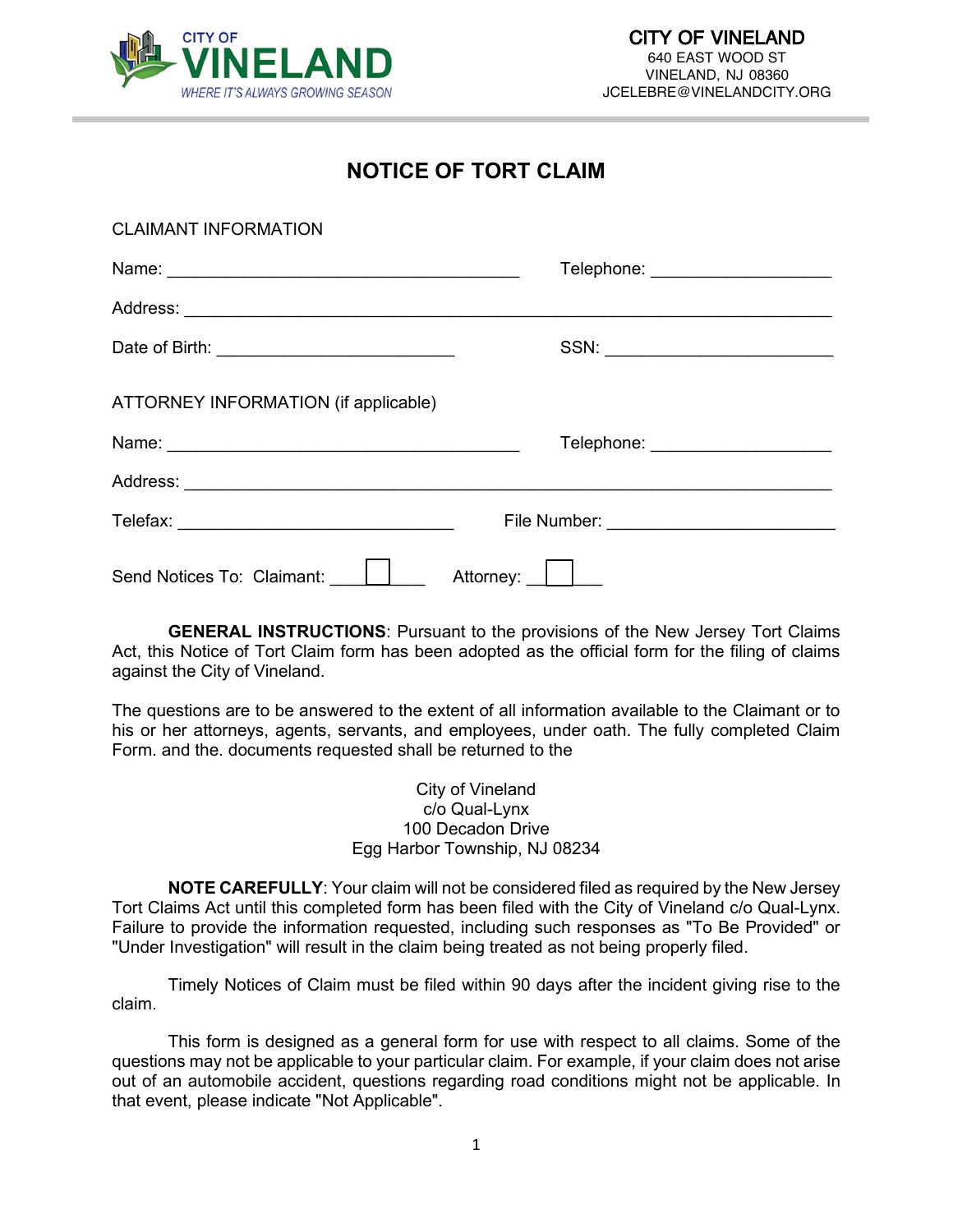CITY OF VINELAND
WHERE IT'S ALWAYS GROWING SEASON

**CITY OF VINELAND**
640 EAST WOOD ST
VINELAND, NJ 08360
JCELEBRE@VINELANDCITY.ORG

# NOTICE OF TORT CLAIM

CLAIMANT INFORMATION

Name: ______________________________________ Telephone: ___________________

Address: ______________________________________________________________________

Date of Birth: _________________________ SSN: ________________________

ATTORNEY INFORMATION (if applicable)

Name: ______________________________________ Telephone: ___________________

Address: ______________________________________________________________________

Telefax: _____________________________ File Number: ________________________

Send Notices To: Claimant: ☐ Attorney: ☐

**GENERAL INSTRUCTIONS**: Pursuant to the provisions of the New Jersey Tort Claims Act, this Notice of Tort Claim form has been adopted as the official form for the filing of claims against the City of Vineland.

The questions are to be answered to the extent of all information available to the Claimant or to his or her attorneys, agents, servants, and employees, under oath. The fully completed Claim Form. and the. documents requested shall be returned to the

City of Vineland
c/o Qual-Lynx
100 Decadon Drive
Egg Harbor Township, NJ 08234

**NOTE CAREFULLY**: Your claim will not be considered filed as required by the New Jersey Tort Claims Act until this completed form has been filed with the City of Vineland c/o Qual-Lynx. Failure to provide the information requested, including such responses as "To Be Provided" or "Under Investigation" will result in the claim being treated as not being properly filed.

Timely Notices of Claim must be filed within 90 days after the incident giving rise to the claim.

This form is designed as a general form for use with respect to all claims. Some of the questions may not be applicable to your particular claim. For example, if your claim does not arise out of an automobile accident, questions regarding road conditions might not be applicable. In that event, please indicate "Not Applicable".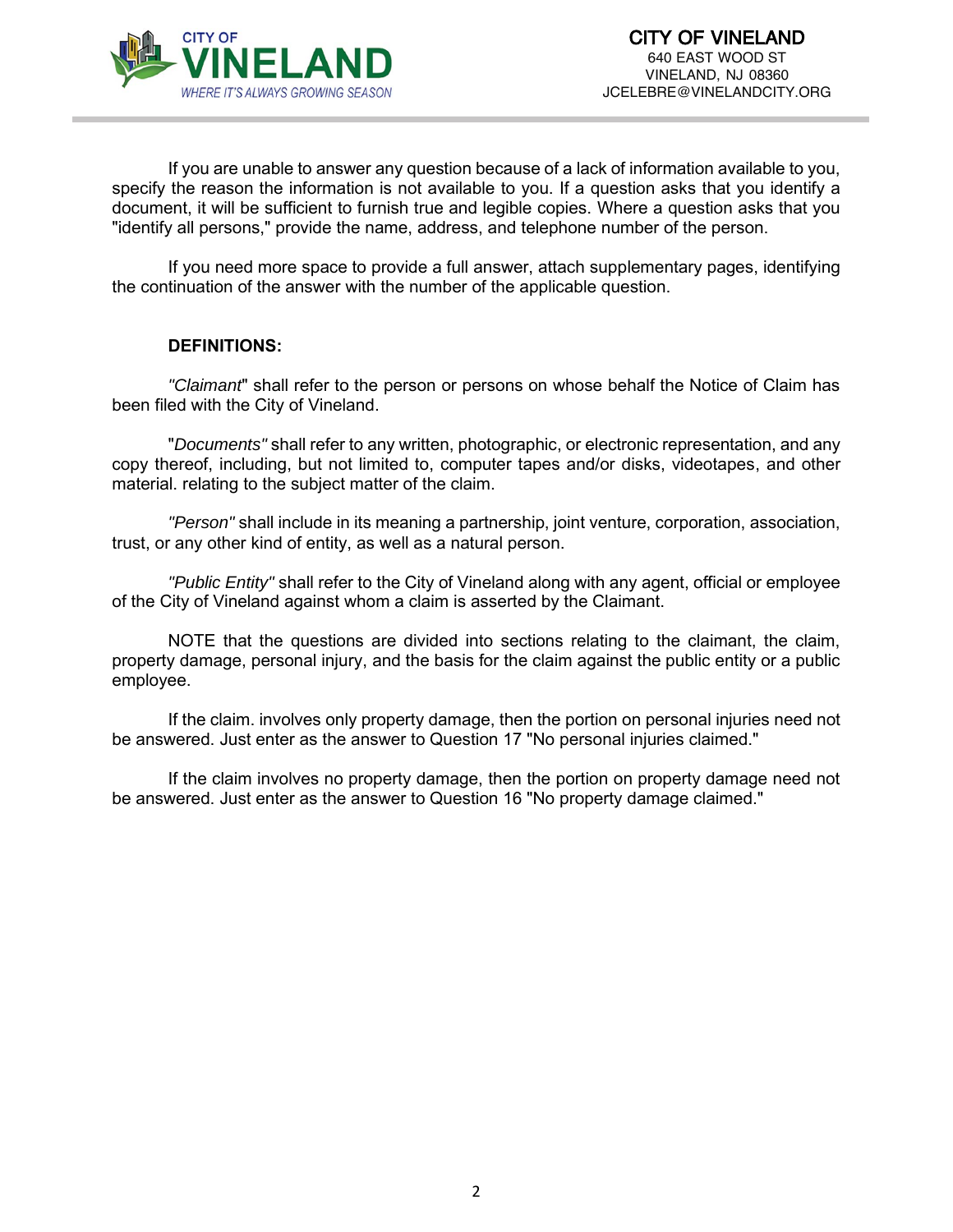If you are unable to answer any question because of a lack of information available to you, specify the reason the information is not available to you. If a question asks that you identify a document, it will be sufficient to furnish true and legible copies. Where a question asks that you "identify all persons," provide the name, address, and telephone number of the person.

If you need more space to provide a full answer, attach supplementary pages, identifying the continuation of the answer with the number of the applicable question.

**DEFINITIONS:**

*"Claimant*" shall refer to the person or persons on whose behalf the Notice of Claim has been filed with the City of Vineland.

"*Documents"* shall refer to any written, photographic, or electronic representation, and any copy thereof, including, but not limited to, computer tapes and/or disks, videotapes, and other material. relating to the subject matter of the claim.

*"Person"* shall include in its meaning a partnership, joint venture, corporation, association, trust, or any other kind of entity, as well as a natural person.

*"Public Entity"* shall refer to the City of Vineland along with any agent, official or employee of the City of Vineland against whom a claim is asserted by the Claimant.

NOTE that the questions are divided into sections relating to the claimant, the claim, property damage, personal injury, and the basis for the claim against the public entity or a public employee.

If the claim. involves only property damage, then the portion on personal injuries need not be answered. Just enter as the answer to Question 17 "No personal injuries claimed."

If the claim involves no property damage, then the portion on property damage need not be answered. Just enter as the answer to Question 16 "No property damage claimed."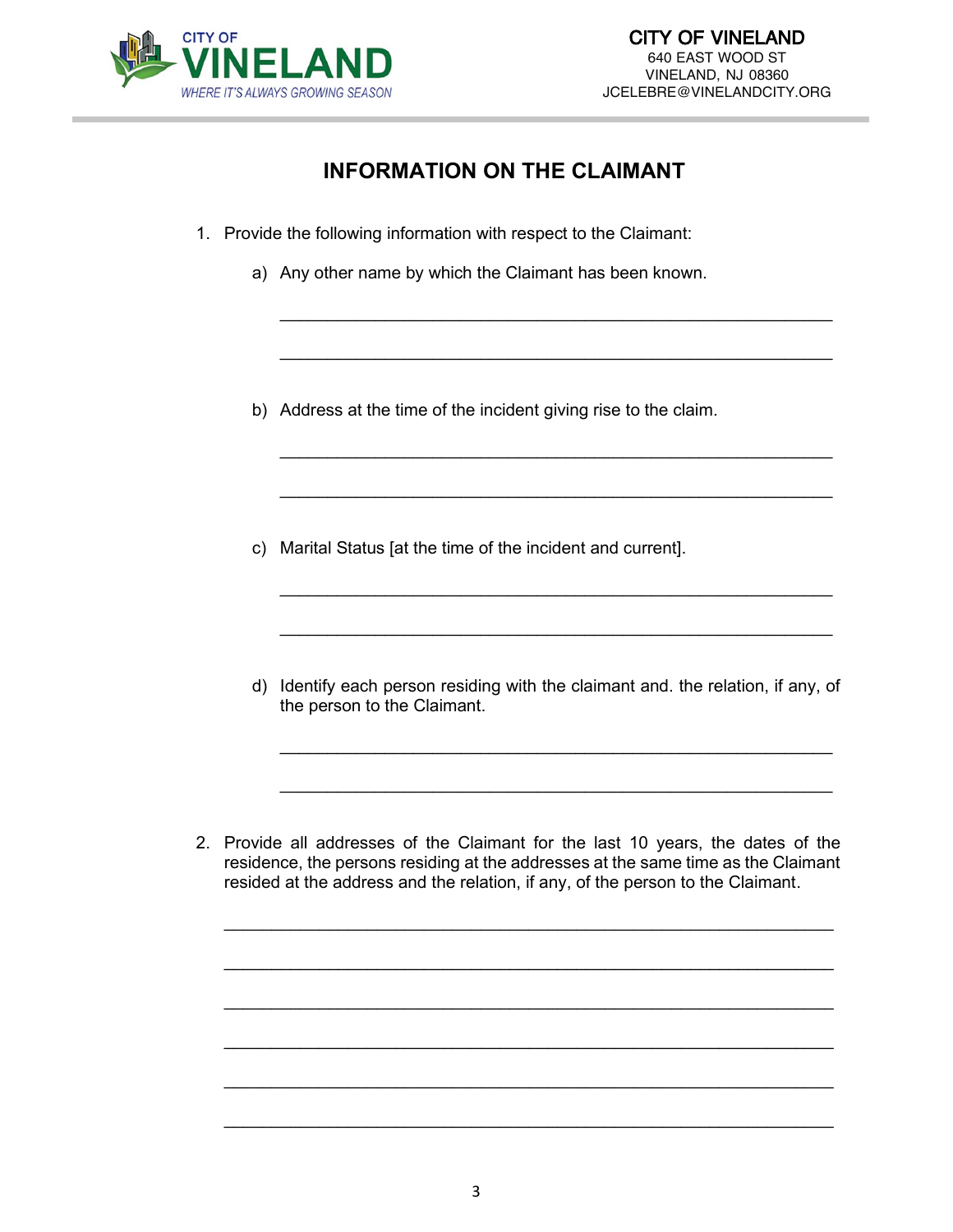# INFORMATION ON THE CLAIMANT

1. Provide the following information with respect to the Claimant:

   a) Any other name by which the Claimant has been known.

   ____________________________________________________________

   ____________________________________________________________

   b) Address at the time of the incident giving rise to the claim.

   ____________________________________________________________

   ____________________________________________________________

   c) Marital Status [at the time of the incident and current].

   ____________________________________________________________

   ____________________________________________________________

   d) Identify each person residing with the claimant and. the relation, if any, of the person to the Claimant.

   ____________________________________________________________

   ____________________________________________________________

2. Provide all addresses of the Claimant for the last 10 years, the dates of the residence, the persons residing at the addresses at the same time as the Claimant resided at the address and the relation, if any, of the person to the Claimant.

   ____________________________________________________________

   ____________________________________________________________

   ____________________________________________________________

   ____________________________________________________________

   ____________________________________________________________

   ____________________________________________________________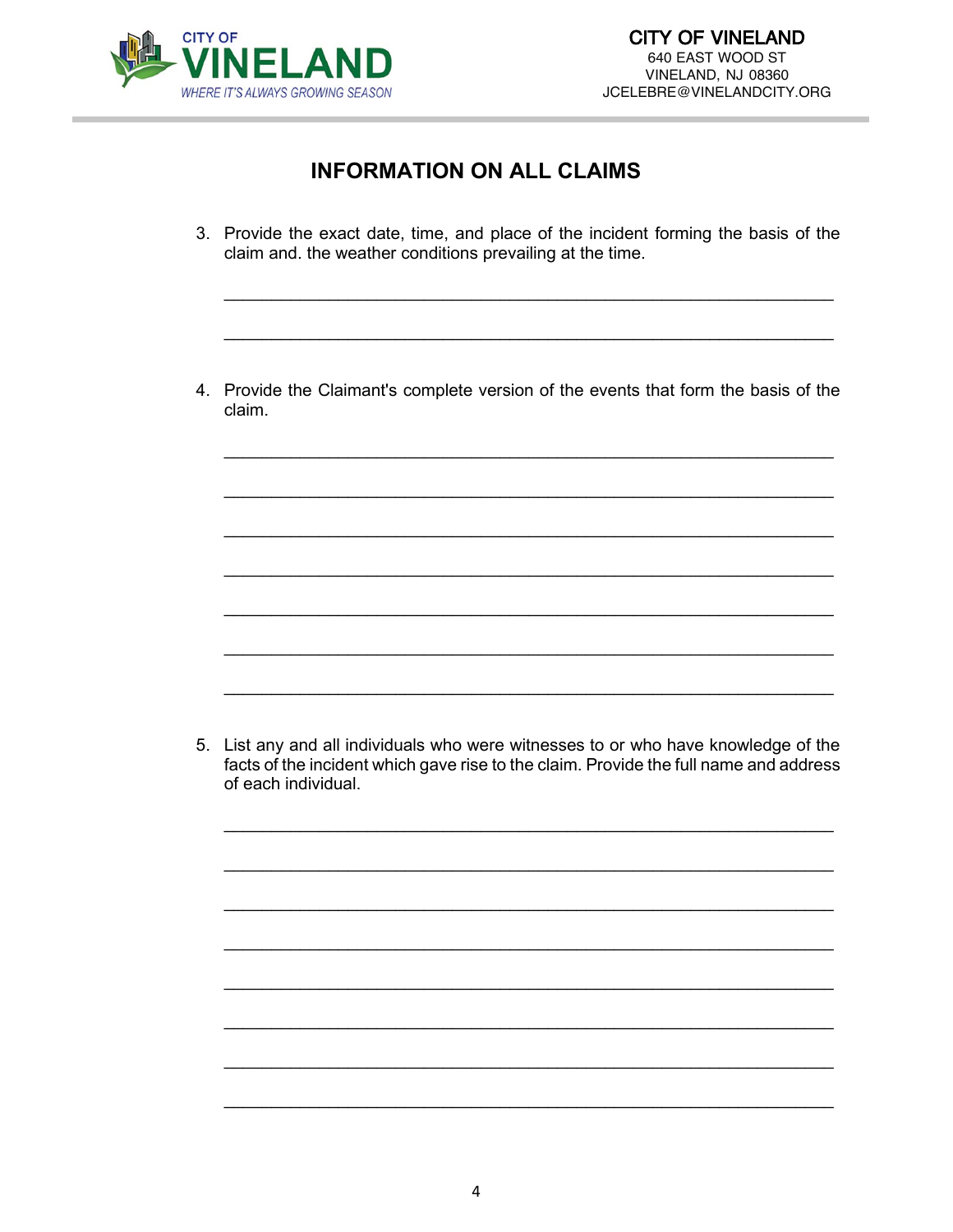CITY OF VINELAND

WHERE IT'S ALWAYS GROWING SEASON

**CITY OF VINELAND**
640 EAST WOOD ST
VINELAND, NJ 08360
JCELEBRE@VINELANDCITY.ORG

## INFORMATION ON ALL CLAIMS

3. Provide the exact date, time, and place of the incident forming the basis of the claim and. the weather conditions prevailing at the time.

_______________________________________________________________

_______________________________________________________________

4. Provide the Claimant's complete version of the events that form the basis of the claim.

_______________________________________________________________

_______________________________________________________________

_______________________________________________________________

_______________________________________________________________

_______________________________________________________________

_______________________________________________________________

_______________________________________________________________

5. List any and all individuals who were witnesses to or who have knowledge of the facts of the incident which gave rise to the claim. Provide the full name and address of each individual.

_______________________________________________________________

_______________________________________________________________

_______________________________________________________________

_______________________________________________________________

_______________________________________________________________

_______________________________________________________________

_______________________________________________________________

_______________________________________________________________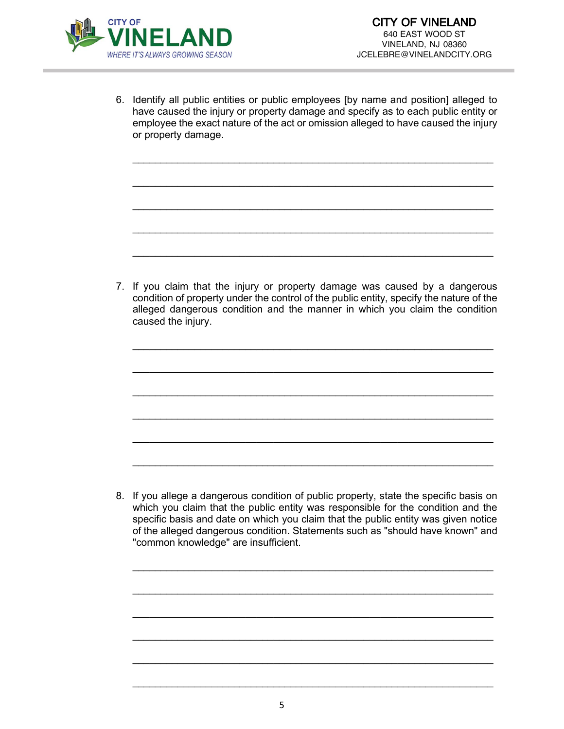6. Identify all public entities or public employees [by name and position] alleged to have caused the injury or property damage and specify as to each public entity or employee the exact nature of the act or omission alleged to have caused the injury or property damage.

___________________________________________________________

___________________________________________________________

___________________________________________________________

___________________________________________________________

___________________________________________________________

7. If you claim that the injury or property damage was caused by a dangerous condition of property under the control of the public entity, specify the nature of the alleged dangerous condition and the manner in which you claim the condition caused the injury.

___________________________________________________________

___________________________________________________________

___________________________________________________________

___________________________________________________________

___________________________________________________________

___________________________________________________________

8. If you allege a dangerous condition of public property, state the specific basis on which you claim that the public entity was responsible for the condition and the specific basis and date on which you claim that the public entity was given notice of the alleged dangerous condition. Statements such as "should have known" and "common knowledge" are insufficient.

___________________________________________________________

___________________________________________________________

___________________________________________________________

___________________________________________________________

___________________________________________________________

___________________________________________________________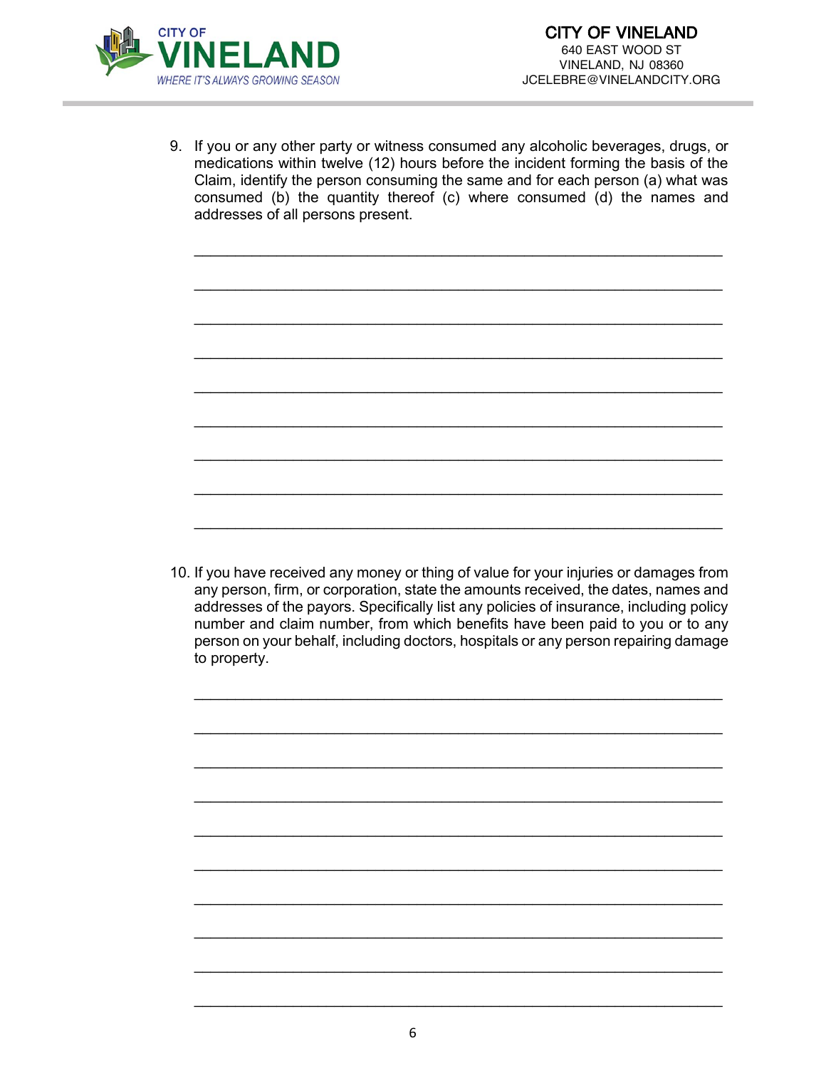9. If you or any other party or witness consumed any alcoholic beverages, drugs, or medications within twelve (12) hours before the incident forming the basis of the Claim, identify the person consuming the same and for each person (a) what was consumed (b) the quantity thereof (c) where consumed (d) the names and addresses of all persons present.

_______________________________________________________________

_______________________________________________________________

_______________________________________________________________

_______________________________________________________________

_______________________________________________________________

_______________________________________________________________

_______________________________________________________________

_______________________________________________________________

_______________________________________________________________

10. If you have received any money or thing of value for your injuries or damages from any person, firm, or corporation, state the amounts received, the dates, names and addresses of the payors. Specifically list any policies of insurance, including policy number and claim number, from which benefits have been paid to you or to any person on your behalf, including doctors, hospitals or any person repairing damage to property.

_______________________________________________________________

_______________________________________________________________

_______________________________________________________________

_______________________________________________________________

_______________________________________________________________

_______________________________________________________________

_______________________________________________________________

_______________________________________________________________

_______________________________________________________________

_______________________________________________________________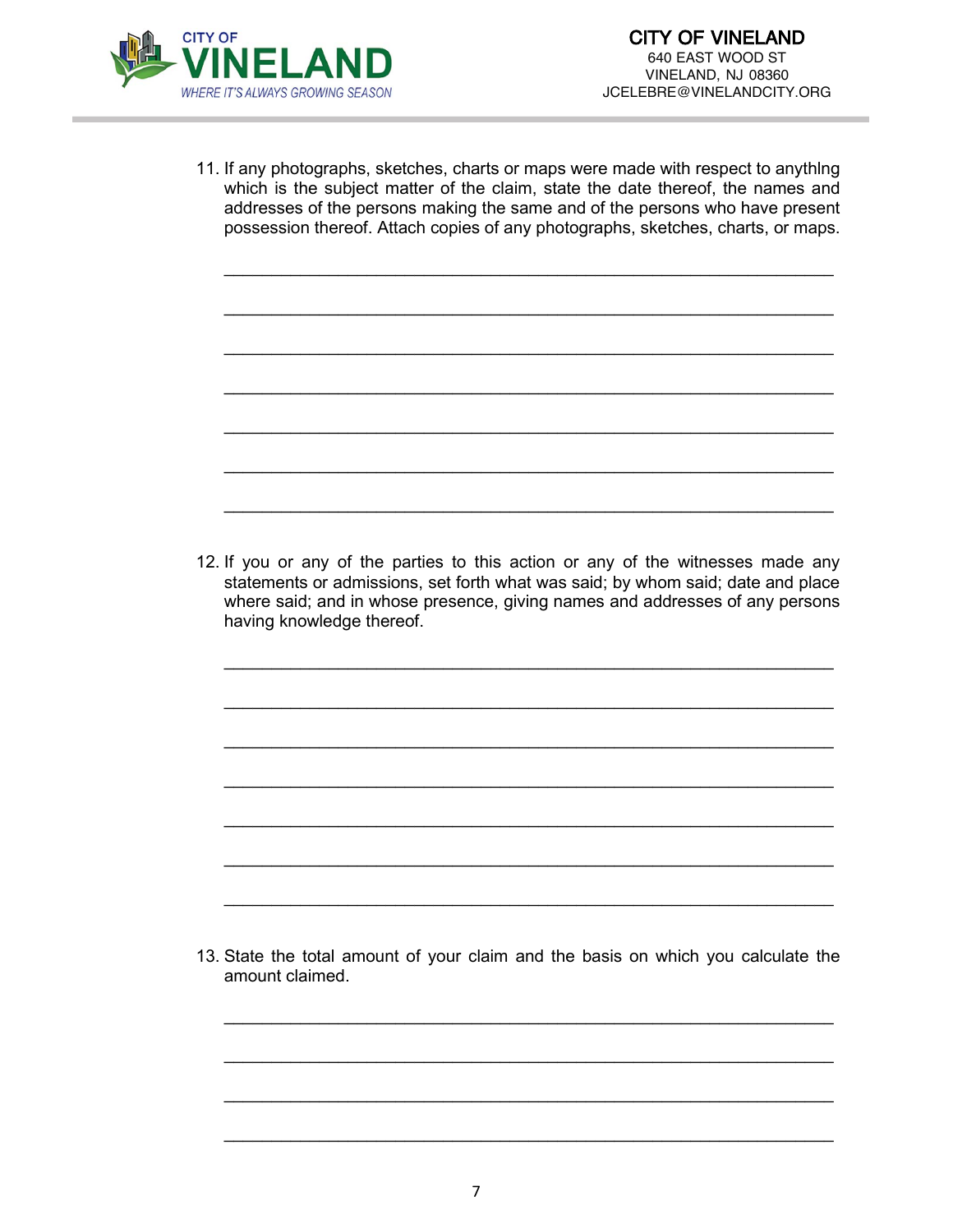11. If any photographs, sketches, charts or maps were made with respect to anything which is the subject matter of the claim, state the date thereof, the names and addresses of the persons making the same and of the persons who have present possession thereof. Attach copies of any photographs, sketches, charts, or maps.

_______________________________________________________________

_______________________________________________________________

_______________________________________________________________

_______________________________________________________________

_______________________________________________________________

_______________________________________________________________

_______________________________________________________________

12. If you or any of the parties to this action or any of the witnesses made any statements or admissions, set forth what was said; by whom said; date and place where said; and in whose presence, giving names and addresses of any persons having knowledge thereof.

_______________________________________________________________

_______________________________________________________________

_______________________________________________________________

_______________________________________________________________

_______________________________________________________________

_______________________________________________________________

_______________________________________________________________

13. State the total amount of your claim and the basis on which you calculate the amount claimed.

_______________________________________________________________

_______________________________________________________________

_______________________________________________________________

_______________________________________________________________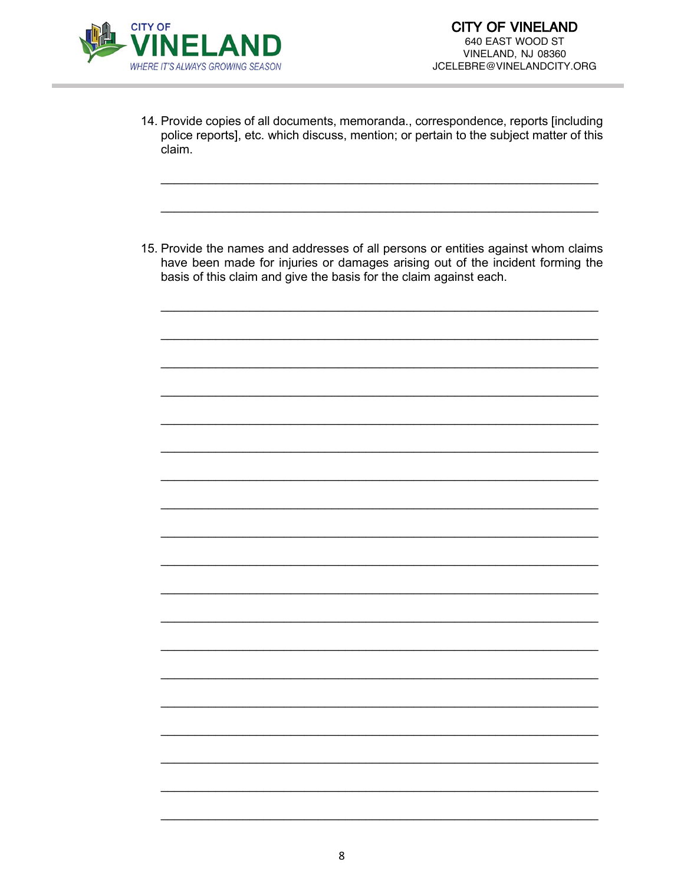14. Provide copies of all documents, memoranda., correspondence, reports [including police reports], etc. which discuss, mention; or pertain to the subject matter of this claim.

_______________________________________________________________

_______________________________________________________________

15. Provide the names and addresses of all persons or entities against whom claims have been made for injuries or damages arising out of the incident forming the basis of this claim and give the basis for the claim against each.

_______________________________________________________________

_______________________________________________________________

_______________________________________________________________

_______________________________________________________________

_______________________________________________________________

_______________________________________________________________

_______________________________________________________________

_______________________________________________________________

_______________________________________________________________

_______________________________________________________________

_______________________________________________________________

_______________________________________________________________

_______________________________________________________________

_______________________________________________________________

_______________________________________________________________

_______________________________________________________________

_______________________________________________________________

_______________________________________________________________

_______________________________________________________________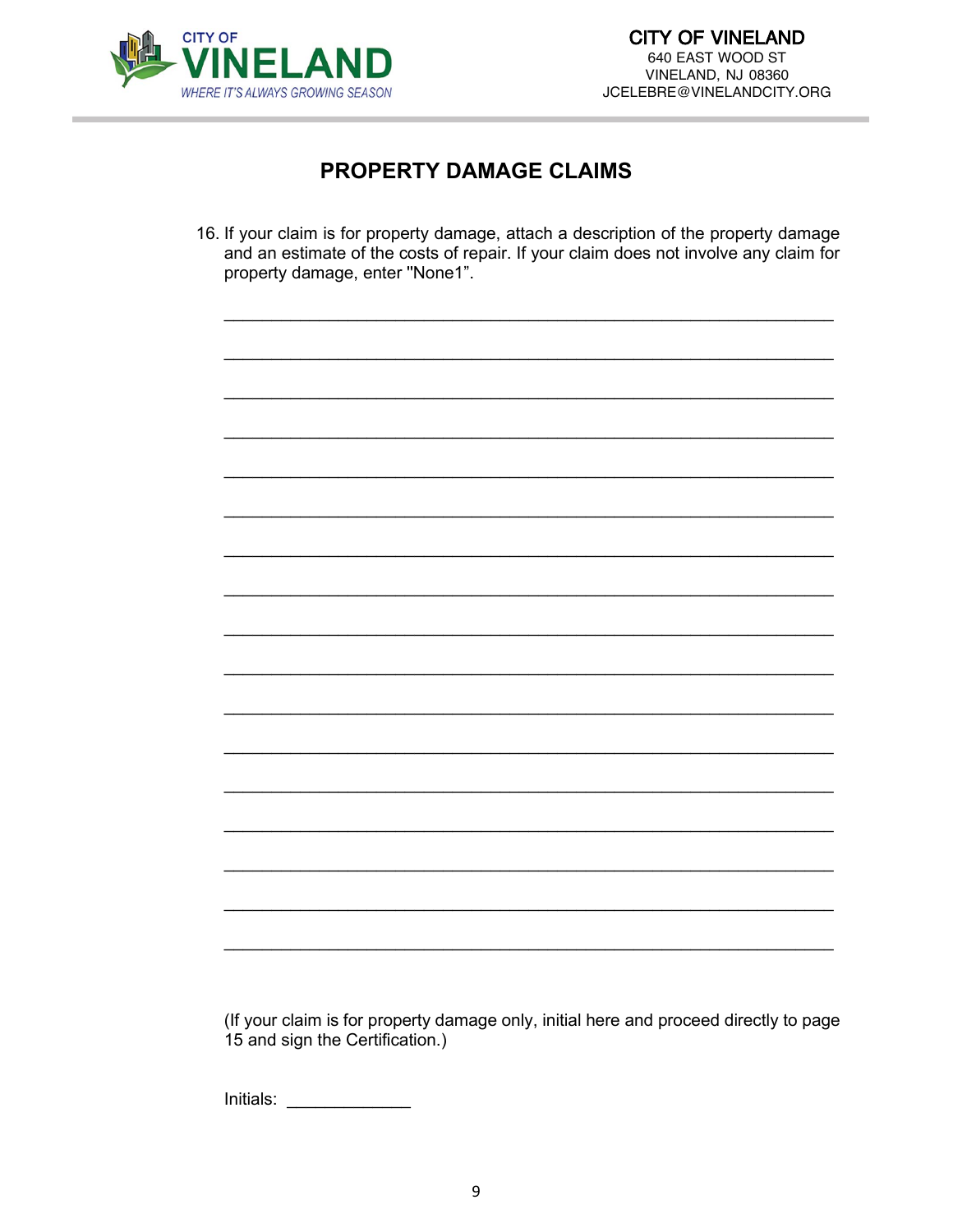CITY OF VINELAND
640 EAST WOOD ST
VINELAND, NJ 08360
JCELEBRE@VINELANDCITY.ORG

## PROPERTY DAMAGE CLAIMS

16. If your claim is for property damage, attach a description of the property damage and an estimate of the costs of repair. If your claim does not involve any claim for property damage, enter "None1".

_______________________________________________________________

_______________________________________________________________

_______________________________________________________________

_______________________________________________________________

_______________________________________________________________

_______________________________________________________________

_______________________________________________________________

_______________________________________________________________

_______________________________________________________________

_______________________________________________________________

_______________________________________________________________

_______________________________________________________________

_______________________________________________________________

_______________________________________________________________

_______________________________________________________________

_______________________________________________________________

_______________________________________________________________

(If your claim is for property damage only, initial here and proceed directly to page 15 and sign the Certification.)

Initials: _____________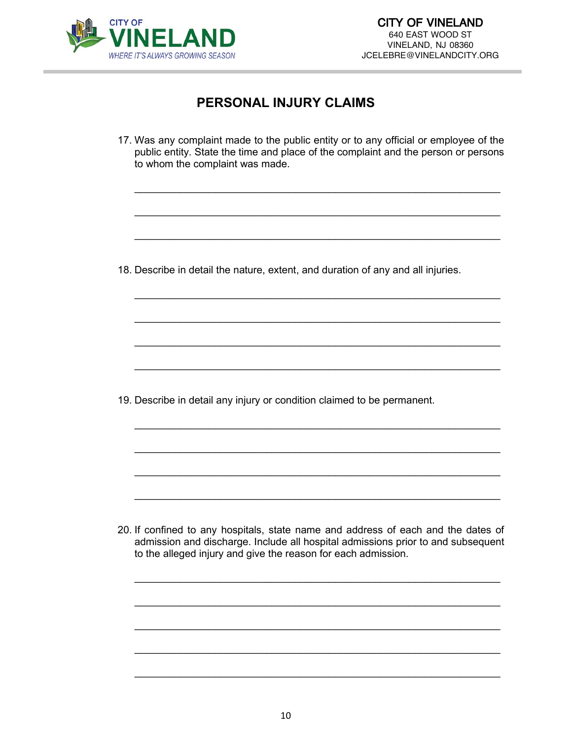# PERSONAL INJURY CLAIMS

17. Was any complaint made to the public entity or to any official or employee of the public entity. State the time and place of the complaint and the person or persons to whom the complaint was made.

_______________________________________________________________

_______________________________________________________________

_______________________________________________________________

18. Describe in detail the nature, extent, and duration of any and all injuries.

_______________________________________________________________

_______________________________________________________________

_______________________________________________________________

_______________________________________________________________

19. Describe in detail any injury or condition claimed to be permanent.

_______________________________________________________________

_______________________________________________________________

_______________________________________________________________

_______________________________________________________________

20. If confined to any hospitals, state name and address of each and the dates of admission and discharge. Include all hospital admissions prior to and subsequent to the alleged injury and give the reason for each admission.

_______________________________________________________________

_______________________________________________________________

_______________________________________________________________

_______________________________________________________________

_______________________________________________________________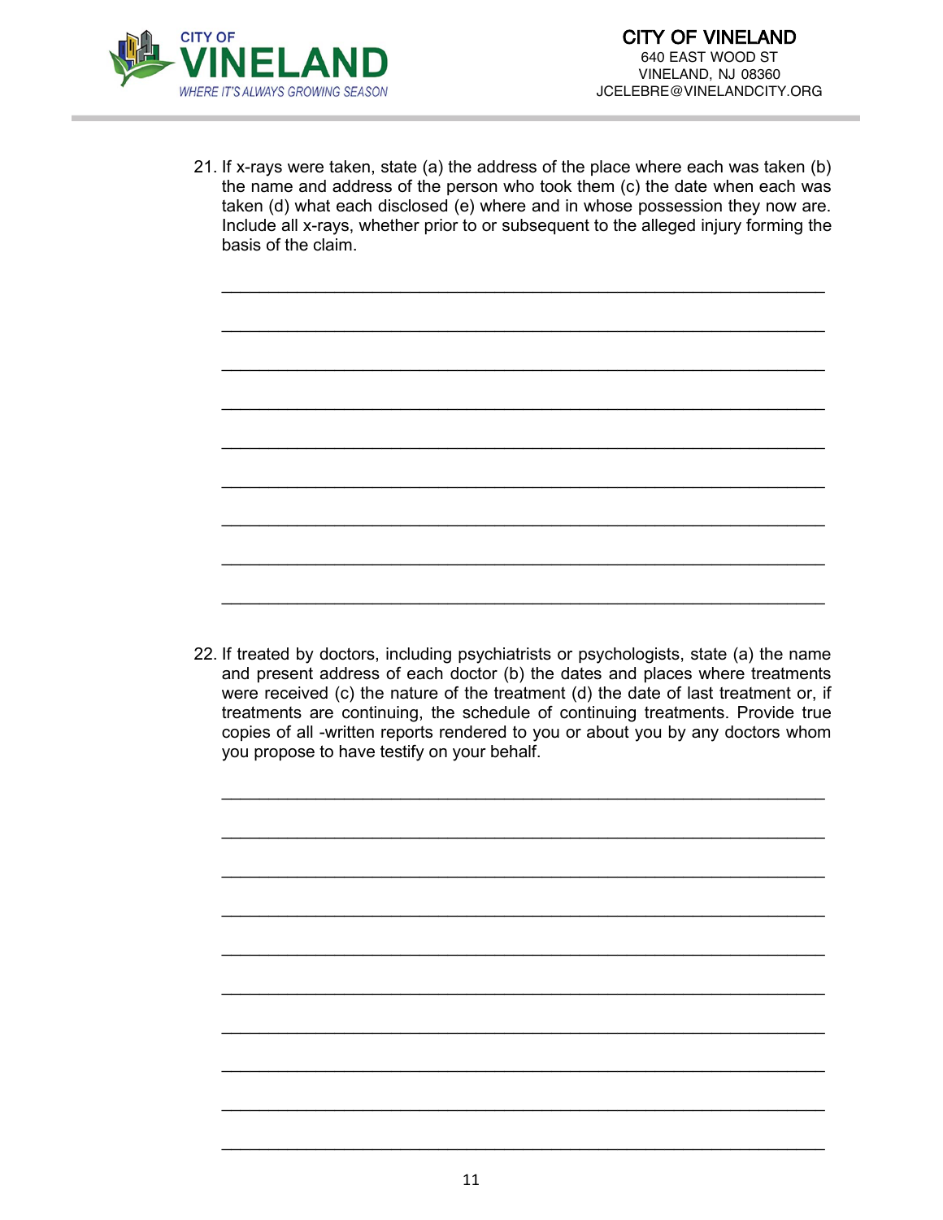21. If x-rays were taken, state (a) the address of the place where each was taken (b) the name and address of the person who took them (c) the date when each was taken (d) what each disclosed (e) where and in whose possession they now are. Include all x-rays, whether prior to or subsequent to the alleged injury forming the basis of the claim.

_______________________________________________________________

_______________________________________________________________

_______________________________________________________________

_______________________________________________________________

_______________________________________________________________

_______________________________________________________________

_______________________________________________________________

_______________________________________________________________

_______________________________________________________________

22. If treated by doctors, including psychiatrists or psychologists, state (a) the name and present address of each doctor (b) the dates and places where treatments were received (c) the nature of the treatment (d) the date of last treatment or, if treatments are continuing, the schedule of continuing treatments. Provide true copies of all -written reports rendered to you or about you by any doctors whom you propose to have testify on your behalf.

_______________________________________________________________

_______________________________________________________________

_______________________________________________________________

_______________________________________________________________

_______________________________________________________________

_______________________________________________________________

_______________________________________________________________

_______________________________________________________________

_______________________________________________________________

_______________________________________________________________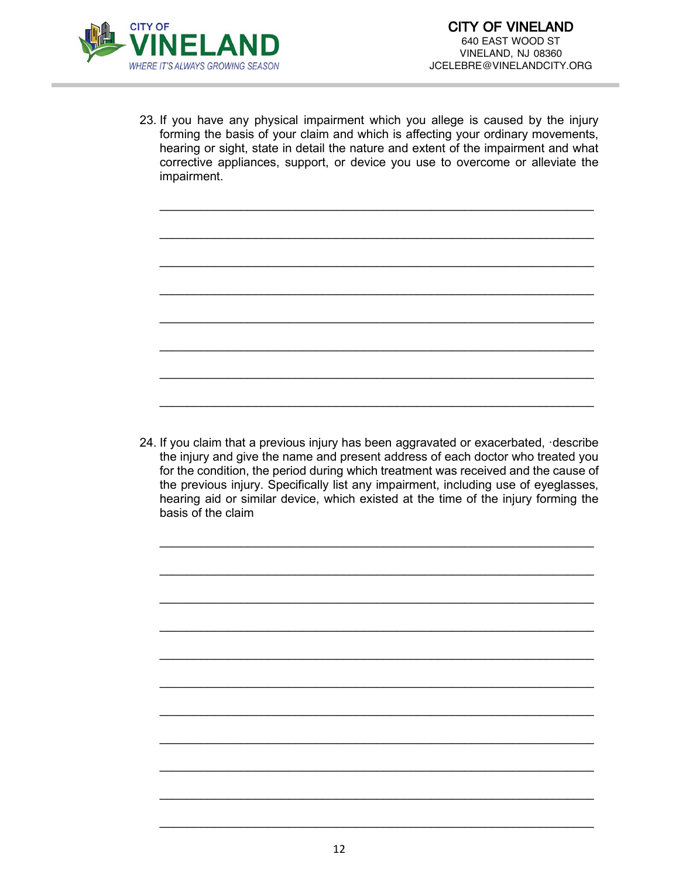23. If you have any physical impairment which you allege is caused by the injury forming the basis of your claim and which is affecting your ordinary movements, hearing or sight, state in detail the nature and extent of the impairment and what corrective appliances, support, or device you use to overcome or alleviate the impairment.

___________________________________________________________________

___________________________________________________________________

___________________________________________________________________

___________________________________________________________________

___________________________________________________________________

___________________________________________________________________

___________________________________________________________________

___________________________________________________________________

24. If you claim that a previous injury has been aggravated or exacerbated, ·describe the injury and give the name and present address of each doctor who treated you for the condition, the period during which treatment was received and the cause of the previous injury. Specifically list any impairment, including use of eyeglasses, hearing aid or similar device, which existed at the time of the injury forming the basis of the claim

___________________________________________________________________

___________________________________________________________________

___________________________________________________________________

___________________________________________________________________

___________________________________________________________________

___________________________________________________________________

___________________________________________________________________

___________________________________________________________________

___________________________________________________________________

___________________________________________________________________

___________________________________________________________________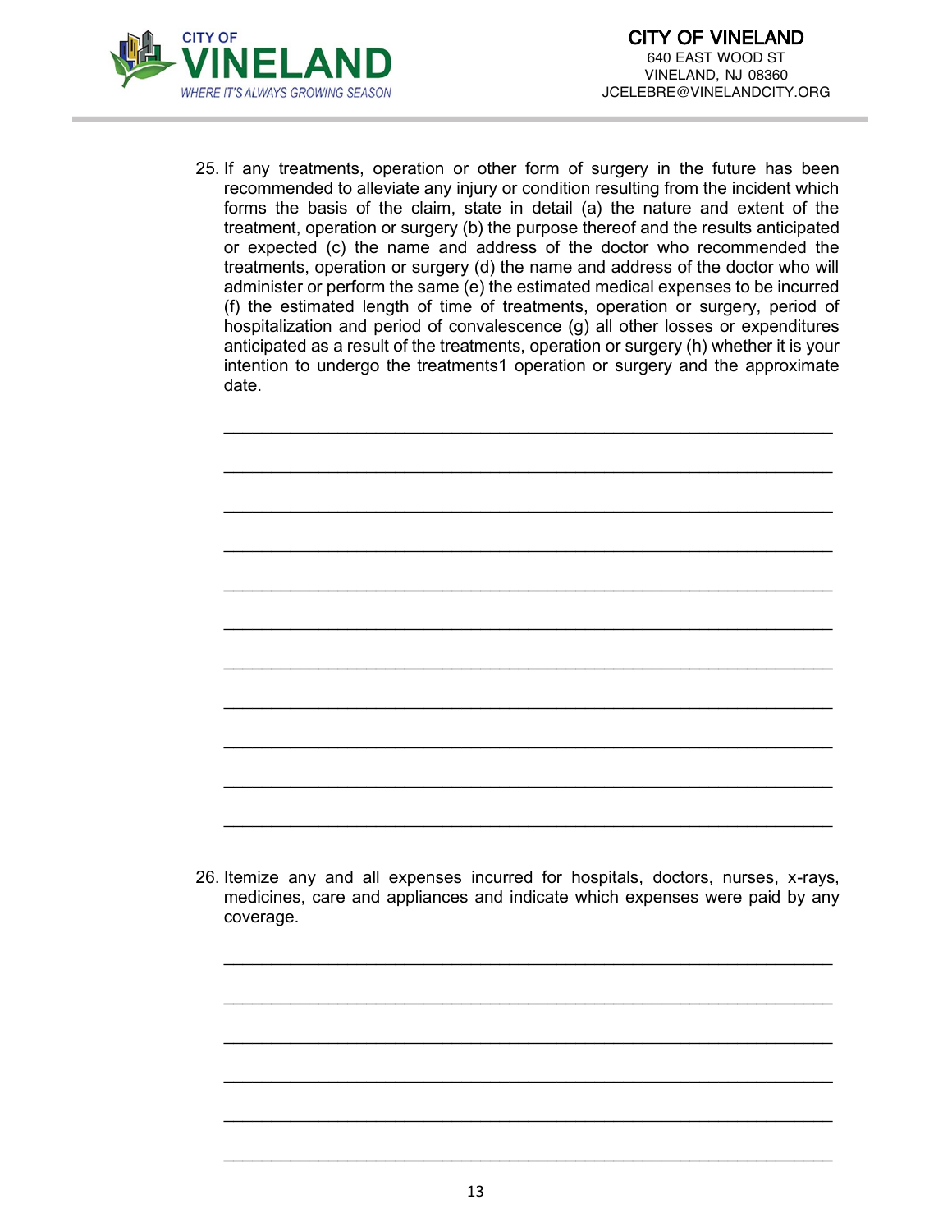25. If any treatments, operation or other form of surgery in the future has been recommended to alleviate any injury or condition resulting from the incident which forms the basis of the claim, state in detail (a) the nature and extent of the treatment, operation or surgery (b) the purpose thereof and the results anticipated or expected (c) the name and address of the doctor who recommended the treatments, operation or surgery (d) the name and address of the doctor who will administer or perform the same (e) the estimated medical expenses to be incurred (f) the estimated length of time of treatments, operation or surgery, period of hospitalization and period of convalescence (g) all other losses or expenditures anticipated as a result of the treatments, operation or surgery (h) whether it is your intention to undergo the treatments1 operation or surgery and the approximate date.

______________________________________________________________

______________________________________________________________

______________________________________________________________

______________________________________________________________

______________________________________________________________

______________________________________________________________

______________________________________________________________

______________________________________________________________

______________________________________________________________

______________________________________________________________

______________________________________________________________

26. Itemize any and all expenses incurred for hospitals, doctors, nurses, x-rays, medicines, care and appliances and indicate which expenses were paid by any coverage.

______________________________________________________________

______________________________________________________________

______________________________________________________________

______________________________________________________________

______________________________________________________________

______________________________________________________________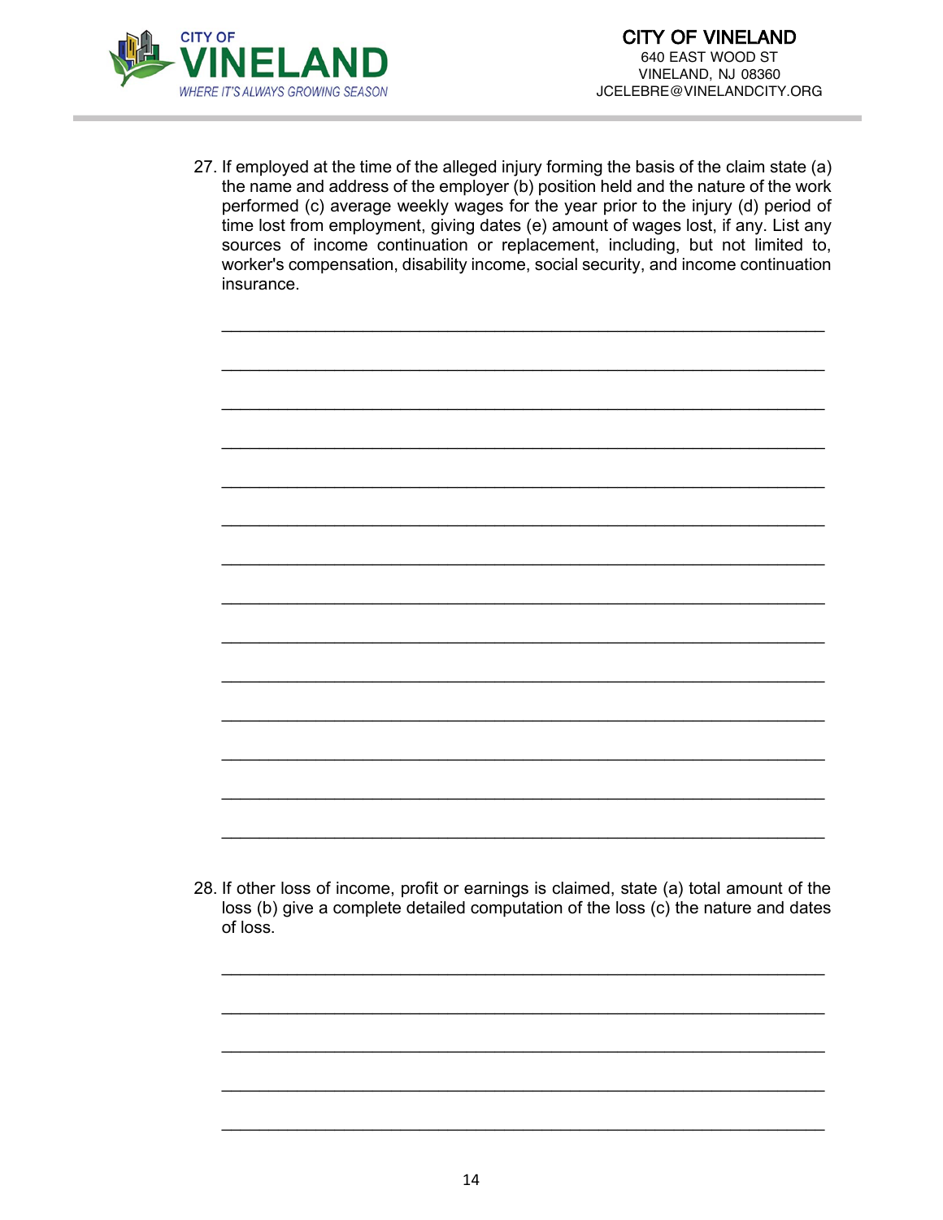27. If employed at the time of the alleged injury forming the basis of the claim state (a) the name and address of the employer (b) position held and the nature of the work performed (c) average weekly wages for the year prior to the injury (d) period of time lost from employment, giving dates (e) amount of wages lost, if any. List any sources of income continuation or replacement, including, but not limited to, worker's compensation, disability income, social security, and income continuation insurance.

______________________________________________________________

______________________________________________________________

______________________________________________________________

______________________________________________________________

______________________________________________________________

______________________________________________________________

______________________________________________________________

______________________________________________________________

______________________________________________________________

______________________________________________________________

______________________________________________________________

______________________________________________________________

______________________________________________________________

______________________________________________________________

28. If other loss of income, profit or earnings is claimed, state (a) total amount of the loss (b) give a complete detailed computation of the loss (c) the nature and dates of loss.

______________________________________________________________

______________________________________________________________

______________________________________________________________

______________________________________________________________

______________________________________________________________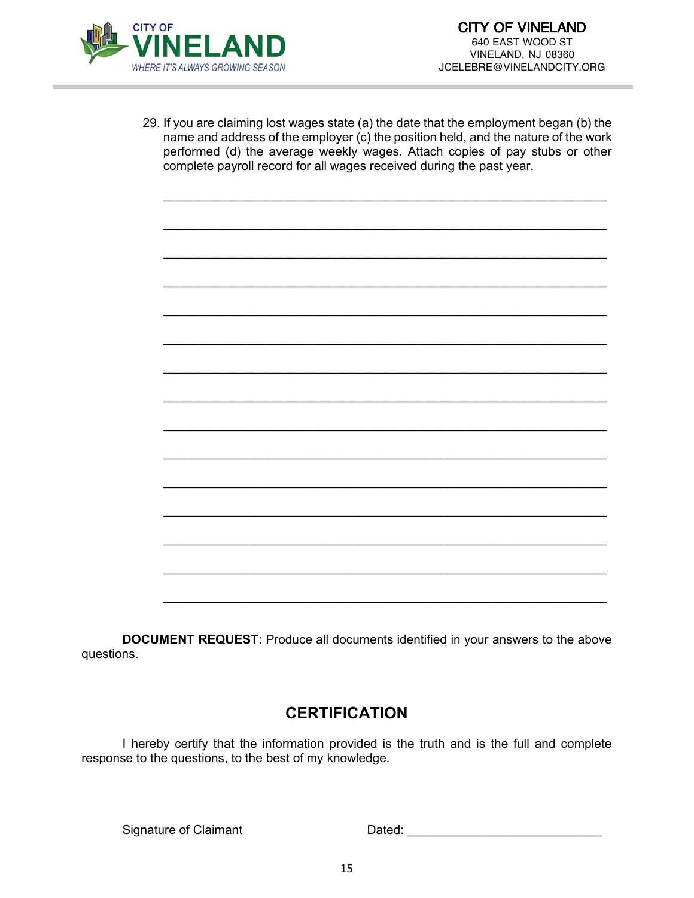29. If you are claiming lost wages state (a) the date that the employment began (b) the name and address of the employer (c) the position held, and the nature of the work performed (d) the average weekly wages. Attach copies of pay stubs or other complete payroll record for all wages received during the past year.

_______________________________________________________________

_______________________________________________________________

_______________________________________________________________

_______________________________________________________________

_______________________________________________________________

_______________________________________________________________

_______________________________________________________________

_______________________________________________________________

_______________________________________________________________

_______________________________________________________________

_______________________________________________________________

_______________________________________________________________

_______________________________________________________________

_______________________________________________________________

_______________________________________________________________

**DOCUMENT REQUEST**: Produce all documents identified in your answers to the above questions.

## CERTIFICATION

I hereby certify that the information provided is the truth and is the full and complete response to the questions, to the best of my knowledge.

Signature of Claimant

Dated: ___________________________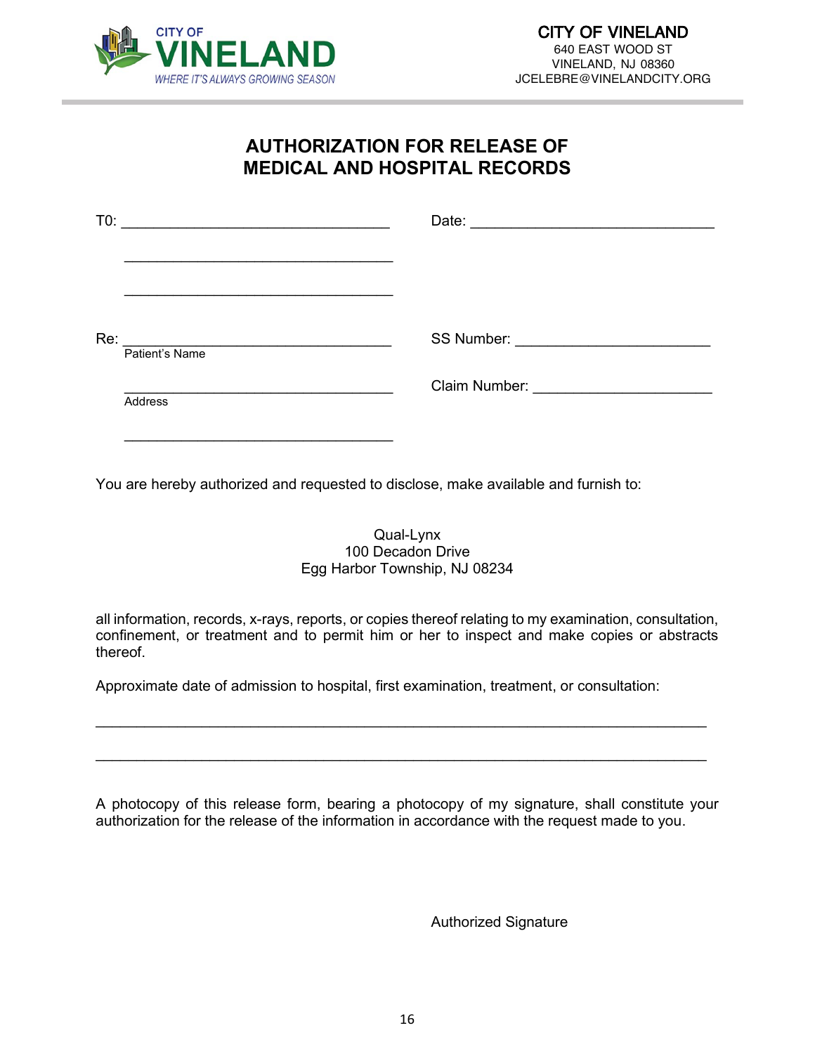CITY OF VINELAND
WHERE IT'S ALWAYS GROWING SEASON

**CITY OF VINELAND**
640 EAST WOOD ST
VINELAND, NJ 08360
JCELEBRE@VINELANDCITY.ORG

# AUTHORIZATION FOR RELEASE OF MEDICAL AND HOSPITAL RECORDS

T0: ________________________________ Date: ______________________________

________________________________

________________________________

Re: ________________________________ SS Number: _______________________
Patient's Name

________________________________ Claim Number: _____________________
Address

________________________________

You are hereby authorized and requested to disclose, make available and furnish to:

Qual-Lynx
100 Decadon Drive
Egg Harbor Township, NJ 08234

all information, records, x-rays, reports, or copies thereof relating to my examination, consultation, confinement, or treatment and to permit him or her to inspect and make copies or abstracts thereof.

Approximate date of admission to hospital, first examination, treatment, or consultation:

___________________________________________________________________________

___________________________________________________________________________

A photocopy of this release form, bearing a photocopy of my signature, shall constitute your authorization for the release of the information in accordance with the request made to you.

Authorized Signature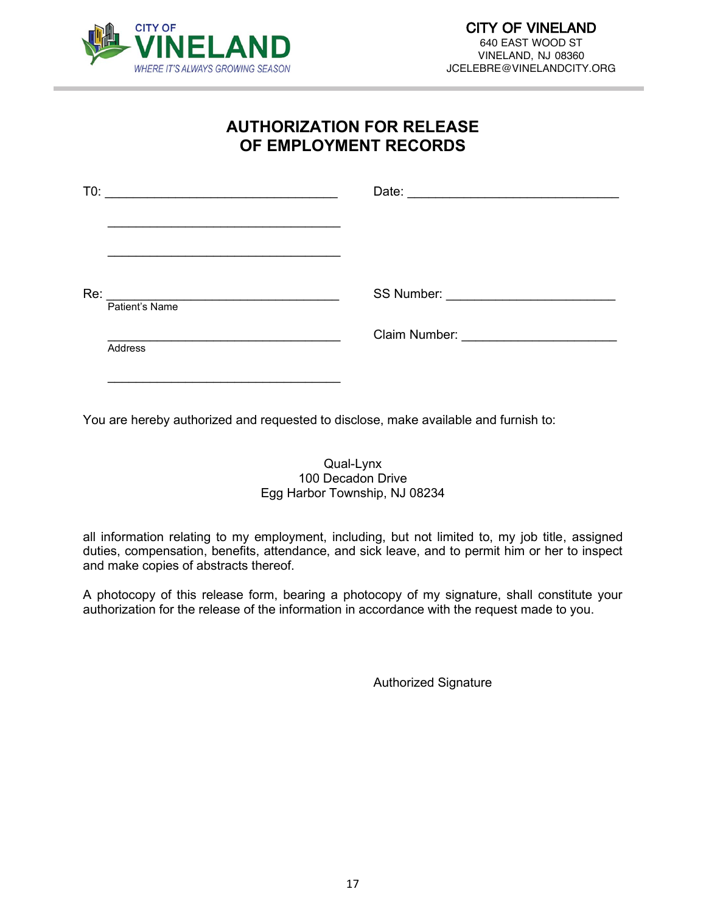CITY OF VINELAND
WHERE IT'S ALWAYS GROWING SEASON

CITY OF VINELAND
640 EAST WOOD ST
VINELAND, NJ 08360
JCELEBRE@VINELANDCITY.ORG

# AUTHORIZATION FOR RELEASE OF EMPLOYMENT RECORDS

T0: ________________________________ Date: ______________________________

________________________________

________________________________

Re: ________________________________ SS Number: ________________________
Patient's Name

________________________________ Claim Number: ______________________
Address

________________________________

You are hereby authorized and requested to disclose, make available and furnish to:

Qual-Lynx
100 Decadon Drive
Egg Harbor Township, NJ 08234

all information relating to my employment, including, but not limited to, my job title, assigned duties, compensation, benefits, attendance, and sick leave, and to permit him or her to inspect and make copies of abstracts thereof.

A photocopy of this release form, bearing a photocopy of my signature, shall constitute your authorization for the release of the information in accordance with the request made to you.

Authorized Signature